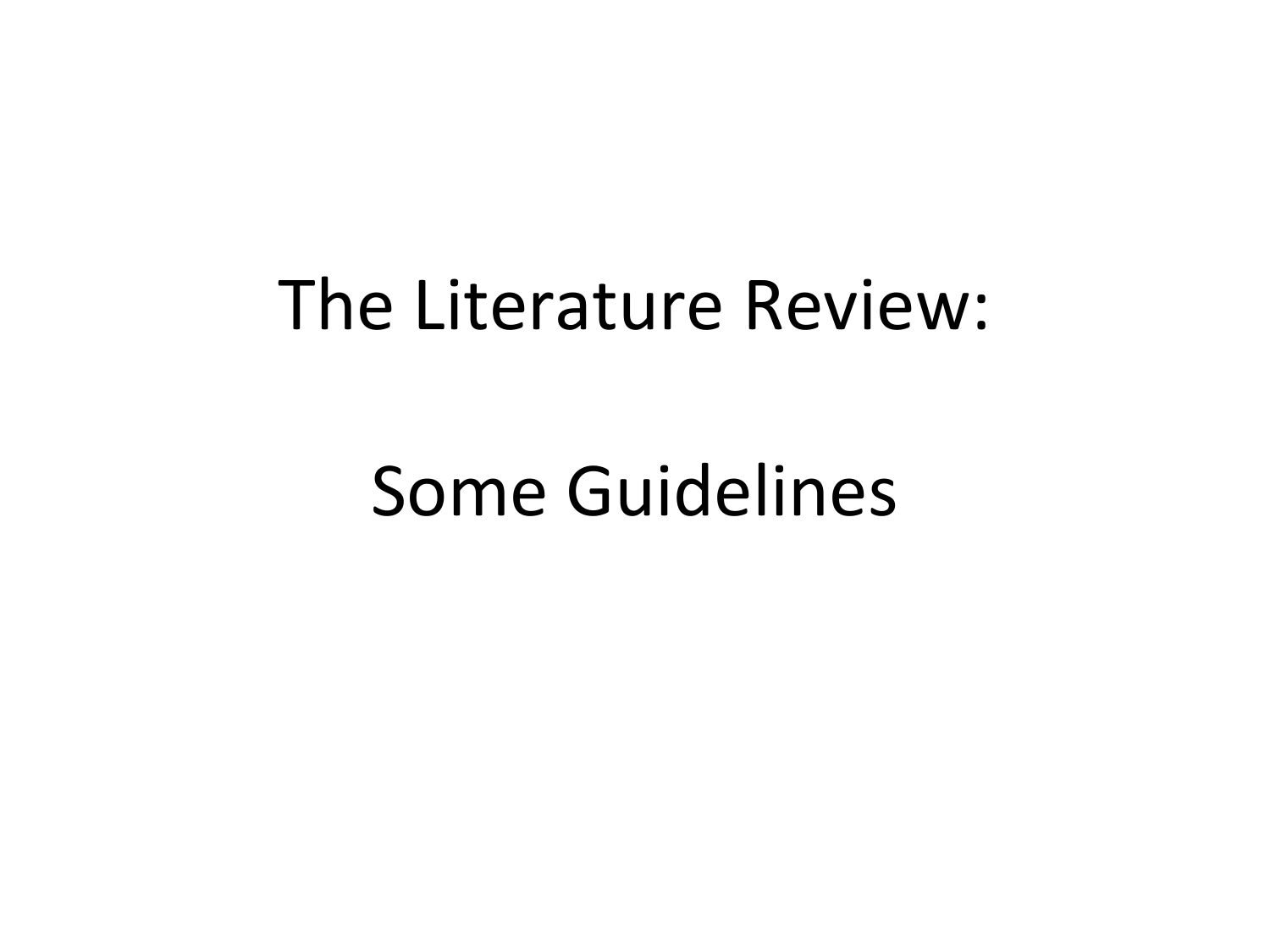# The Literature Review:

# Some Guidelines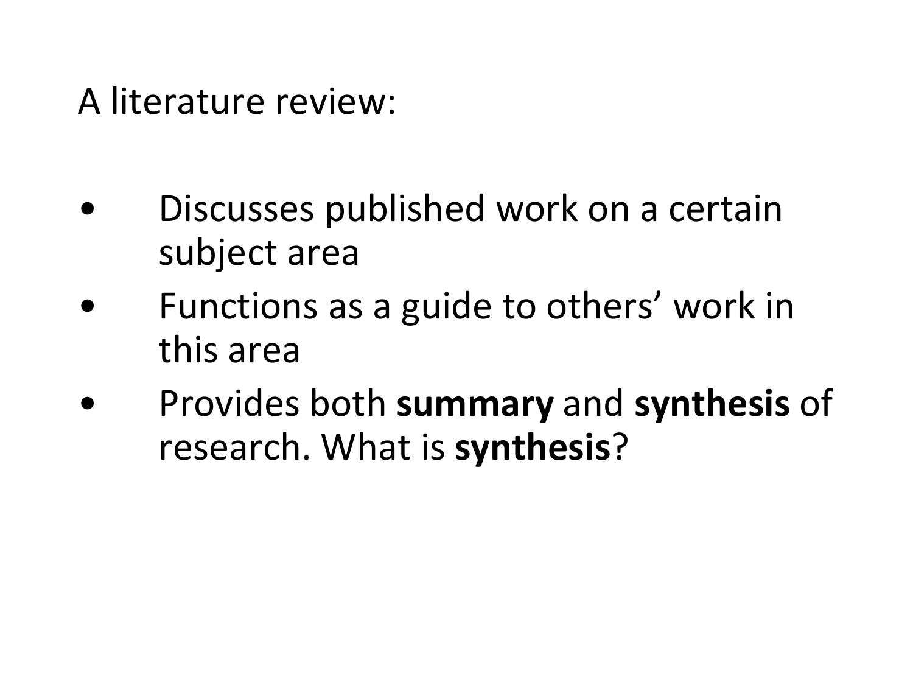A literature review:

- Discusses published work on a certain subject area
- Functions as a guide to others' work in this area
- Provides both **summary** and **synthesis** of research. What is **synthesis**?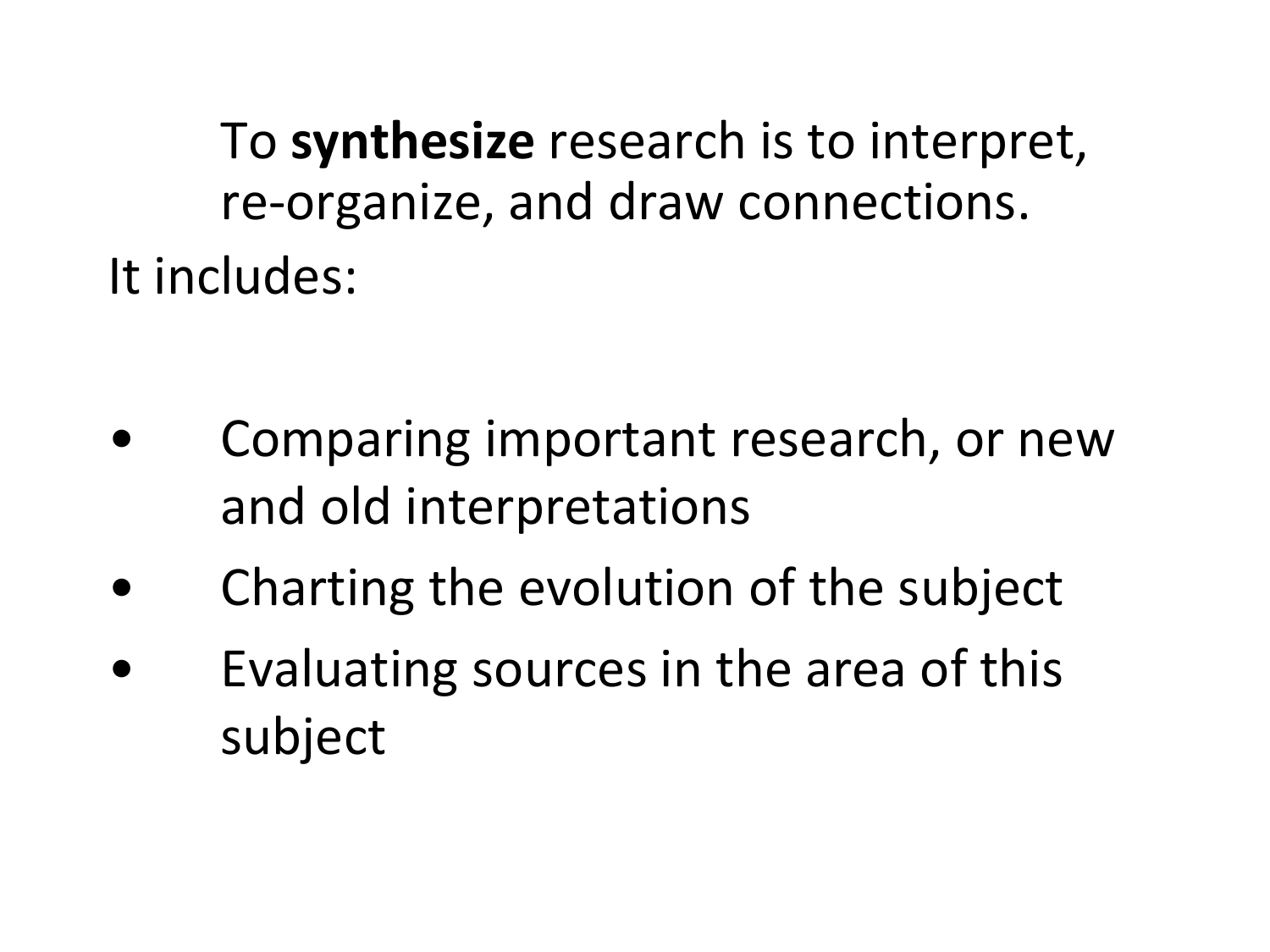To **synthesize** research is to interpret, re-organize, and draw connections.

It includes:

- Comparing important research, or new and old interpretations
- Charting the evolution of the subject
- Evaluating sources in the area of this subject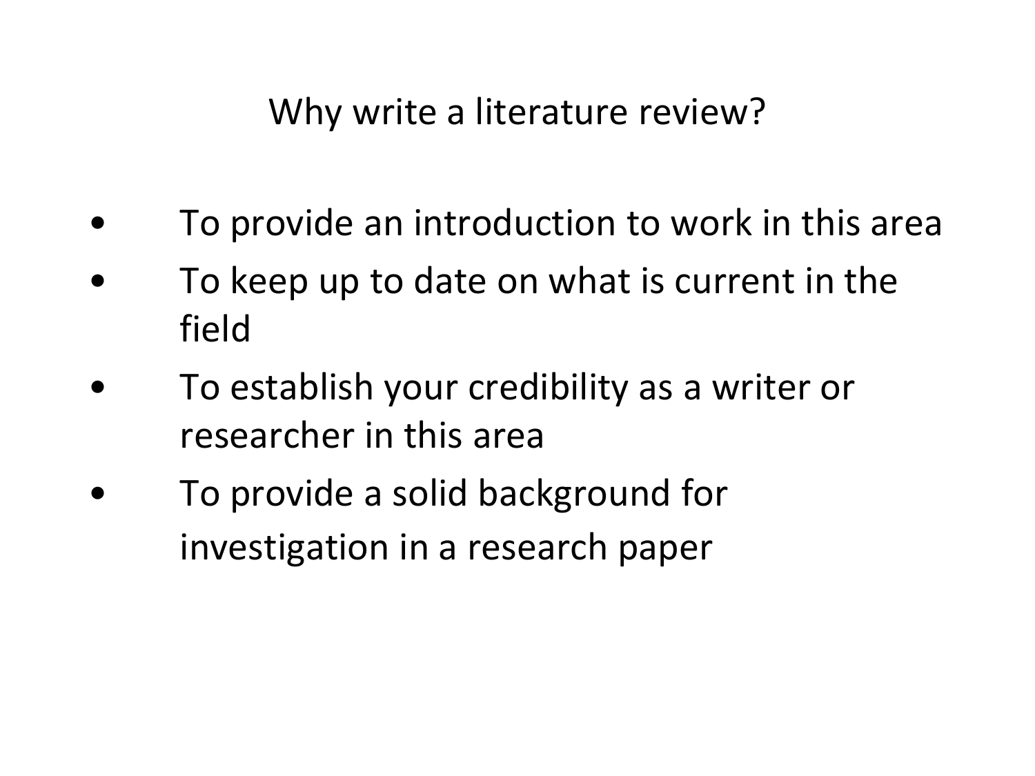## Why write a literature review?

- To provide an introduction to work in this area
- To keep up to date on what is current in the field
- To establish your credibility as a writer or researcher in this area
- To provide a solid background for investigation in a research paper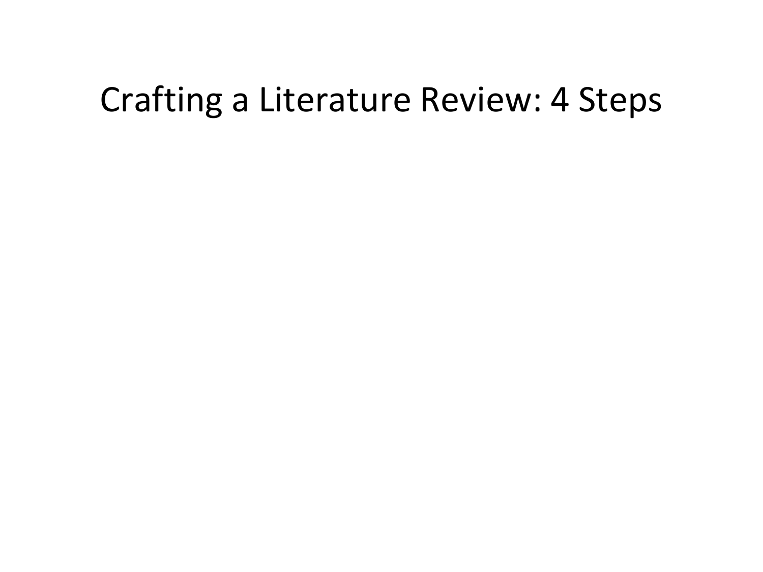# Crafting a Literature Review: 4 Steps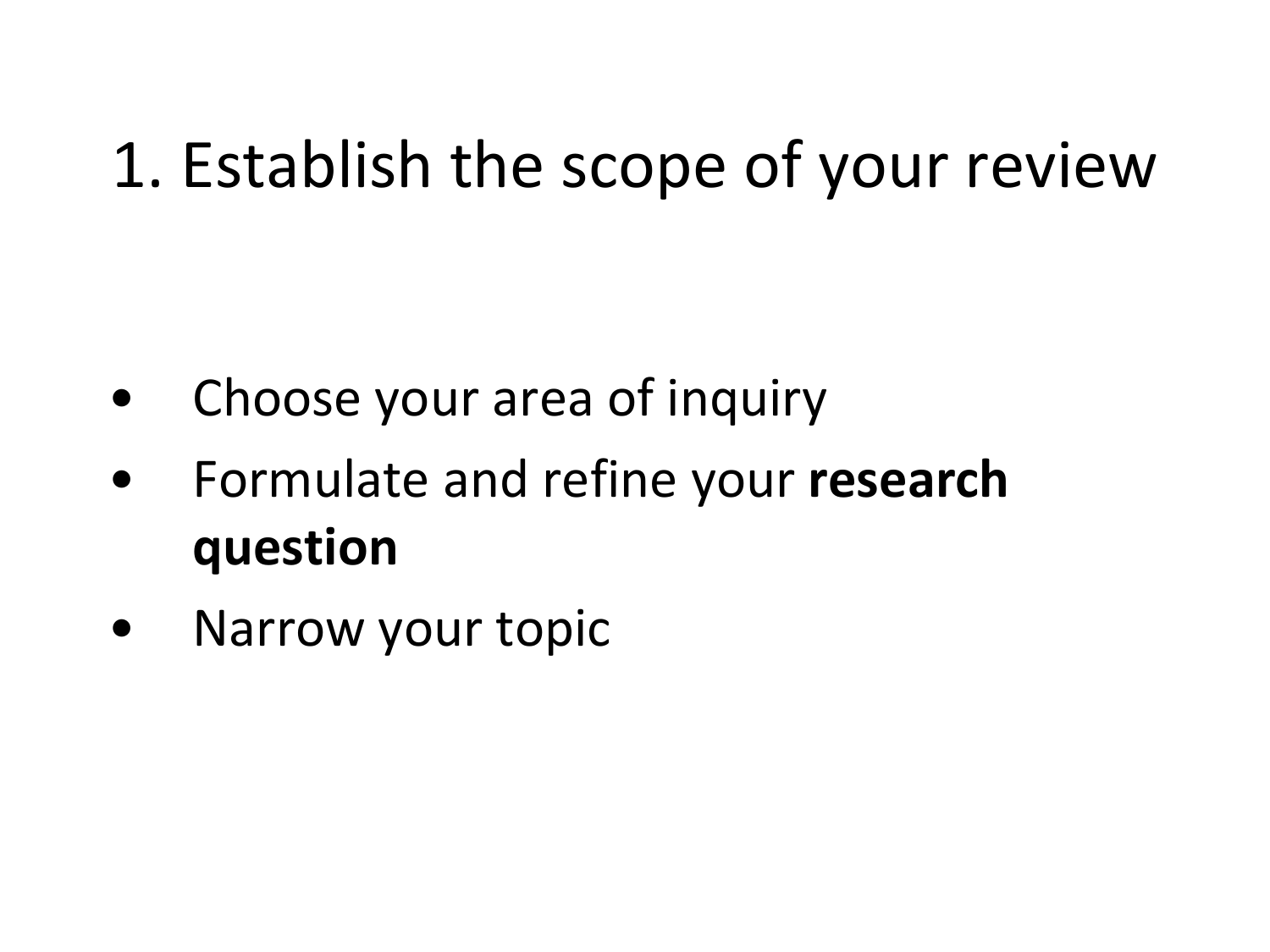# 1. Establish the scope of your review

- Choose your area of inquiry
- Formulate and refine your **research question**
- Narrow your topic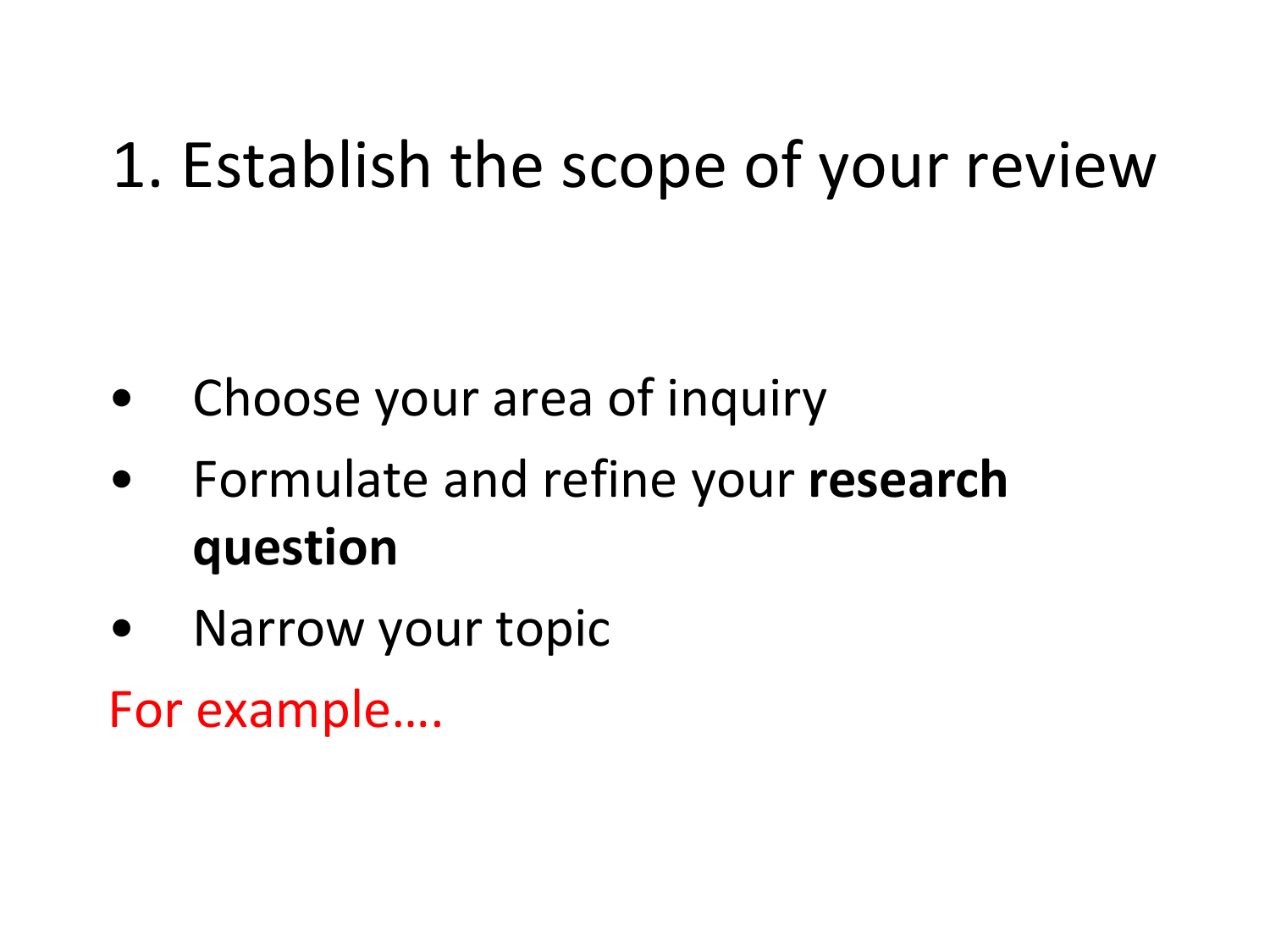# 1. Establish the scope of your review

- Choose your area of inquiry
- Formulate and refine your **research question**
- Narrow your topic

For example….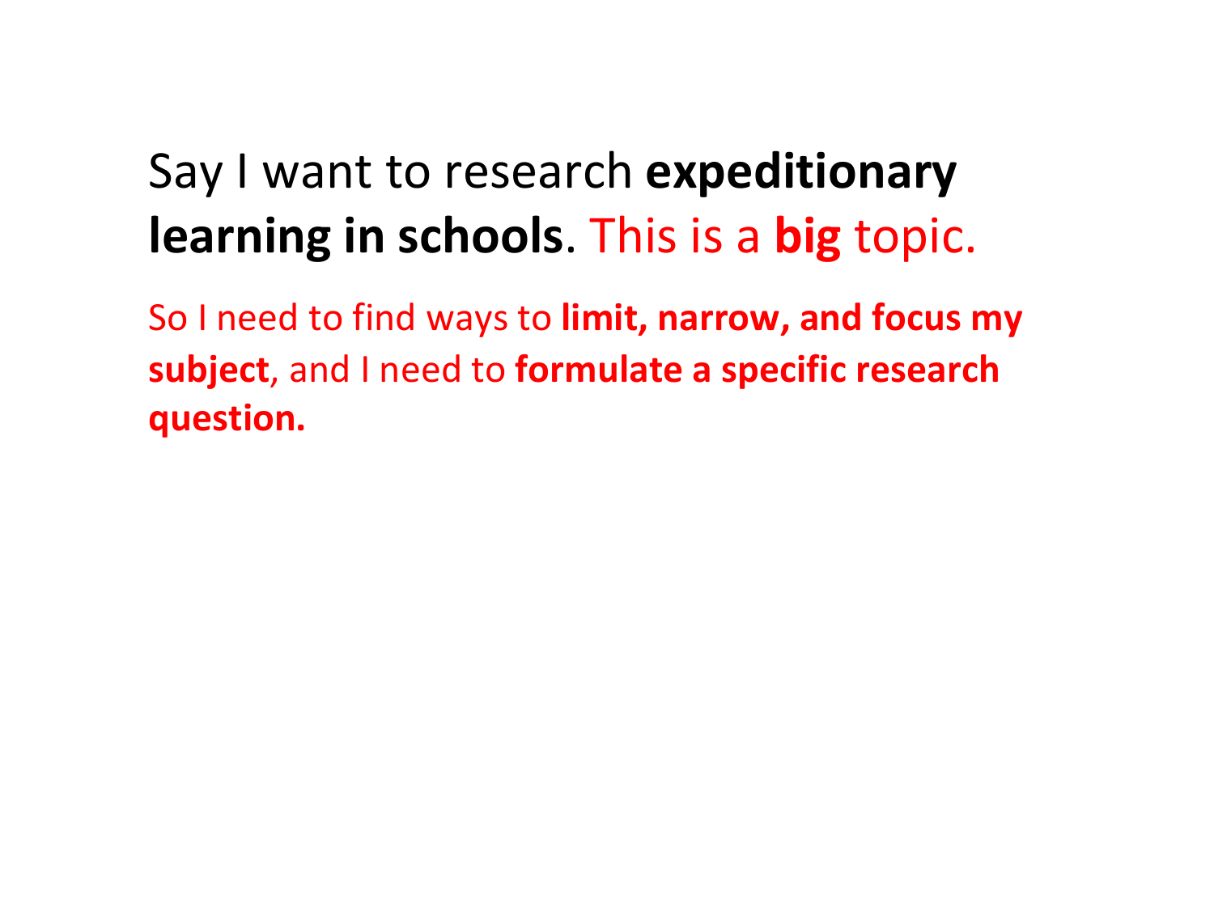Say I want to research **expeditionary learning in schools**. This is a **big** topic.

So I need to find ways to **limit, narrow, and focus my subject**, and I need to **formulate a specific research question.**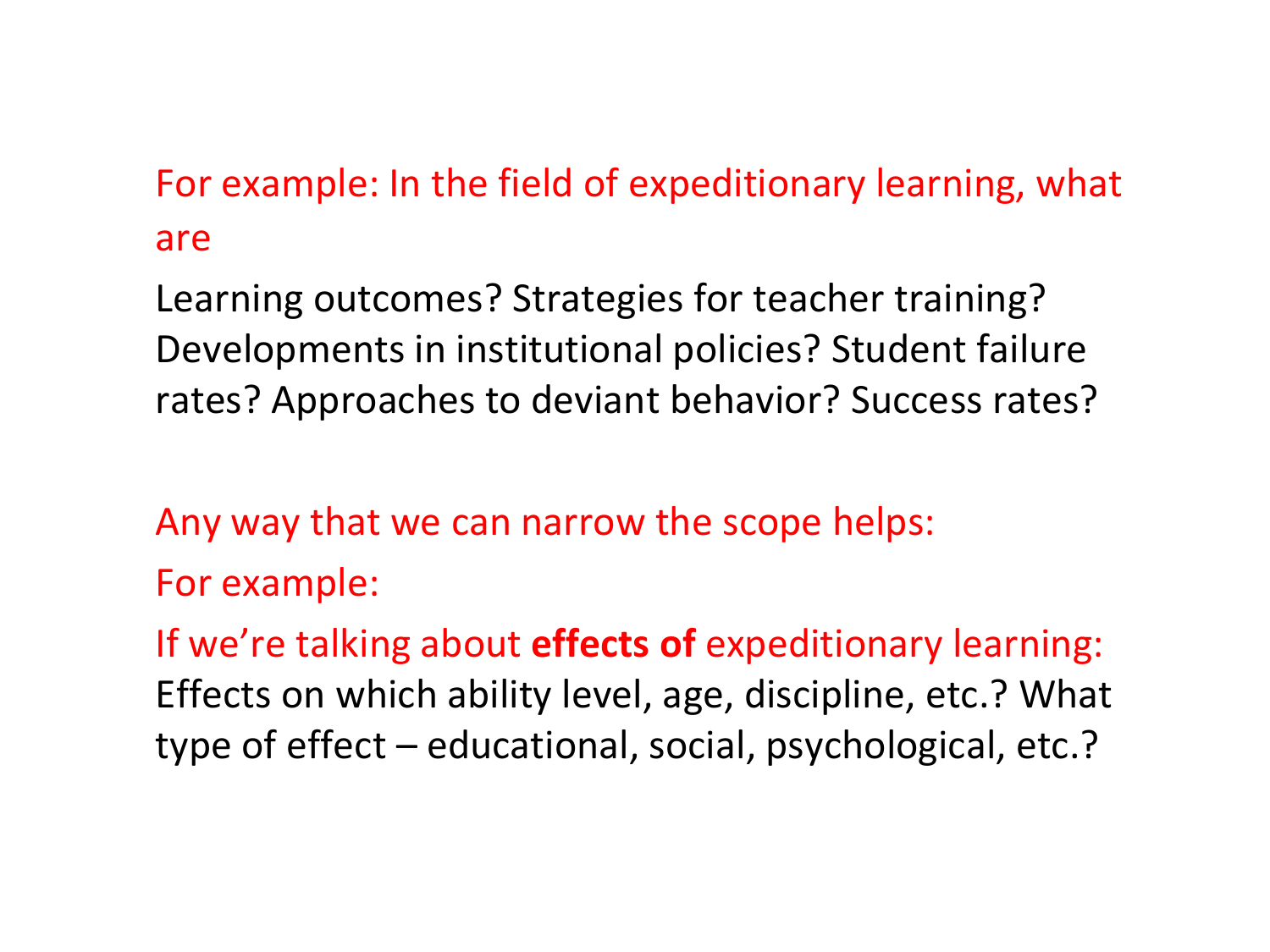For example: In the field of expeditionary learning, what are

Learning outcomes? Strategies for teacher training? Developments in institutional policies? Student failure rates? Approaches to deviant behavior? Success rates?

Any way that we can narrow the scope helps:

For example:

If we're talking about **effects of** expeditionary learning: Effects on which ability level, age, discipline, etc.? What type of effect – educational, social, psychological, etc.?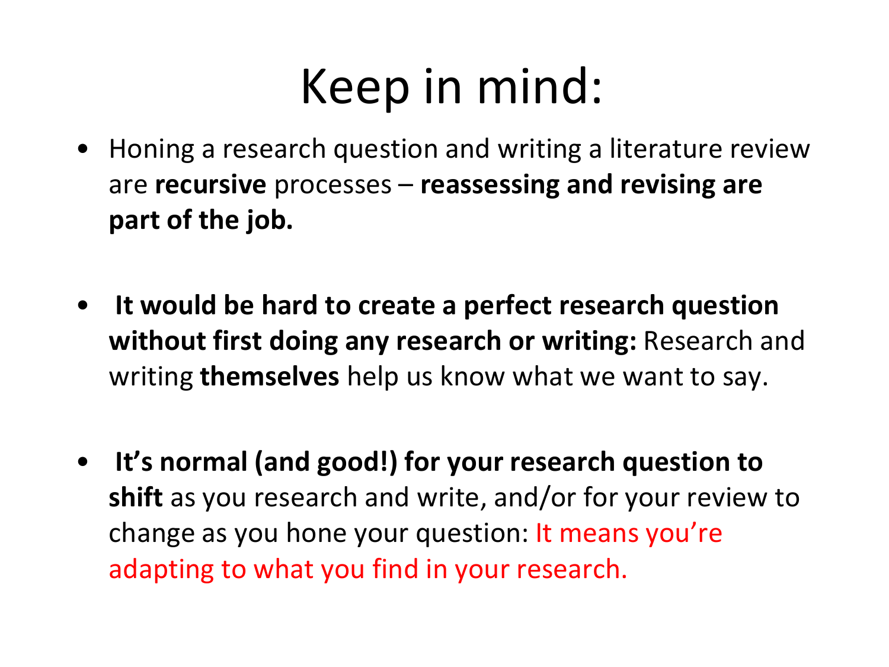# Keep in mind:

- Honing a research question and writing a literature review are **recursive** processes – **reassessing and revising are part of the job.**

- **It would be hard to create a perfect research question without first doing any research or writing:** Research and writing **themselves** help us know what we want to say.

- **It's normal (and good!) for your research question to shift** as you research and write, and/or for your review to change as you hone your question: It means you're adapting to what you find in your research.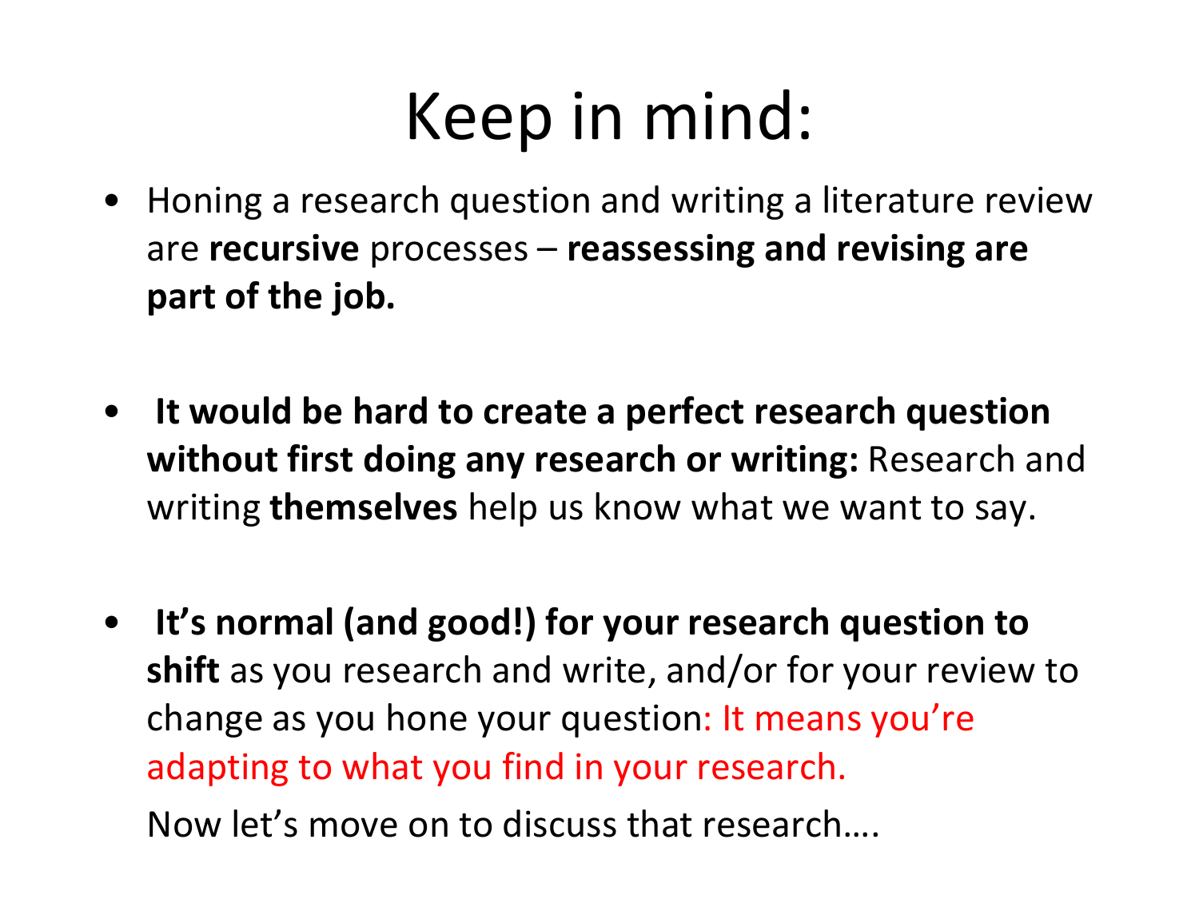# Keep in mind:

- Honing a research question and writing a literature review are **recursive** processes – **reassessing and revising are part of the job.**

- **It would be hard to create a perfect research question without first doing any research or writing:** Research and writing **themselves** help us know what we want to say.

- **It's normal (and good!) for your research question to shift** as you research and write, and/or for your review to change as you hone your question: It means you're adapting to what you find in your research.

  Now let's move on to discuss that research….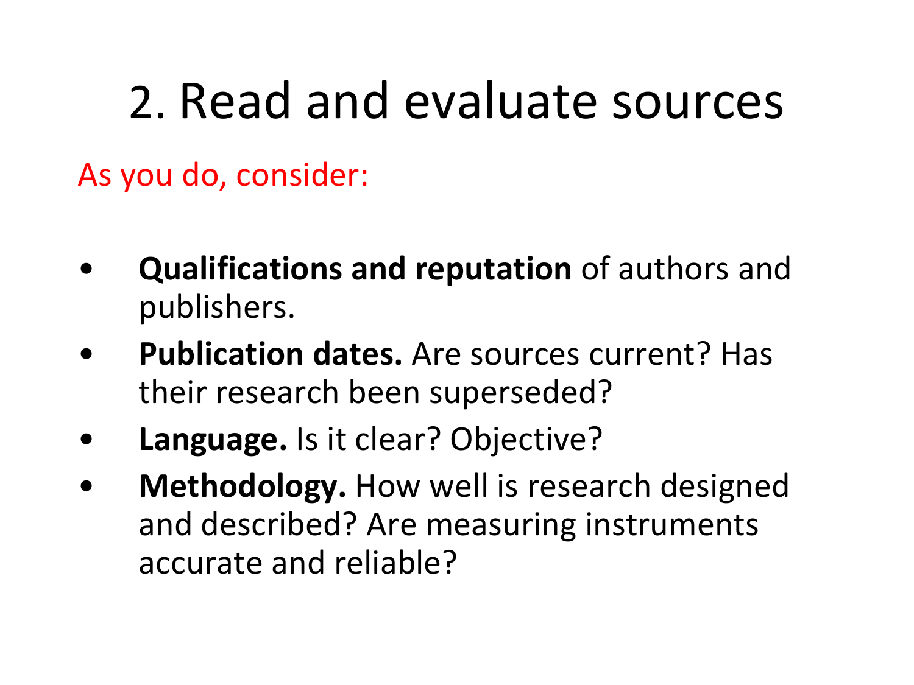# 2. Read and evaluate sources

As you do, consider:

- **Qualifications and reputation** of authors and publishers.
- **Publication dates.** Are sources current? Has their research been superseded?
- **Language.** Is it clear? Objective?
- **Methodology.** How well is research designed and described? Are measuring instruments accurate and reliable?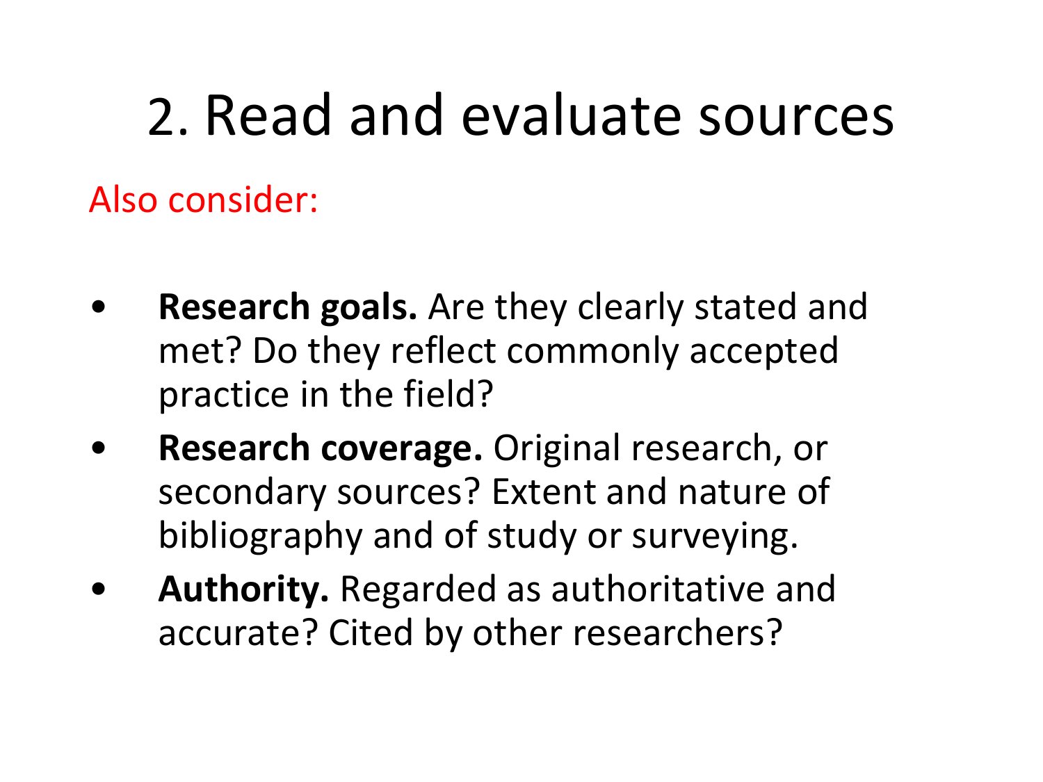# 2. Read and evaluate sources

Also consider:

- **Research goals.** Are they clearly stated and met? Do they reflect commonly accepted practice in the field?
- **Research coverage.** Original research, or secondary sources? Extent and nature of bibliography and of study or surveying.
- **Authority.** Regarded as authoritative and accurate? Cited by other researchers?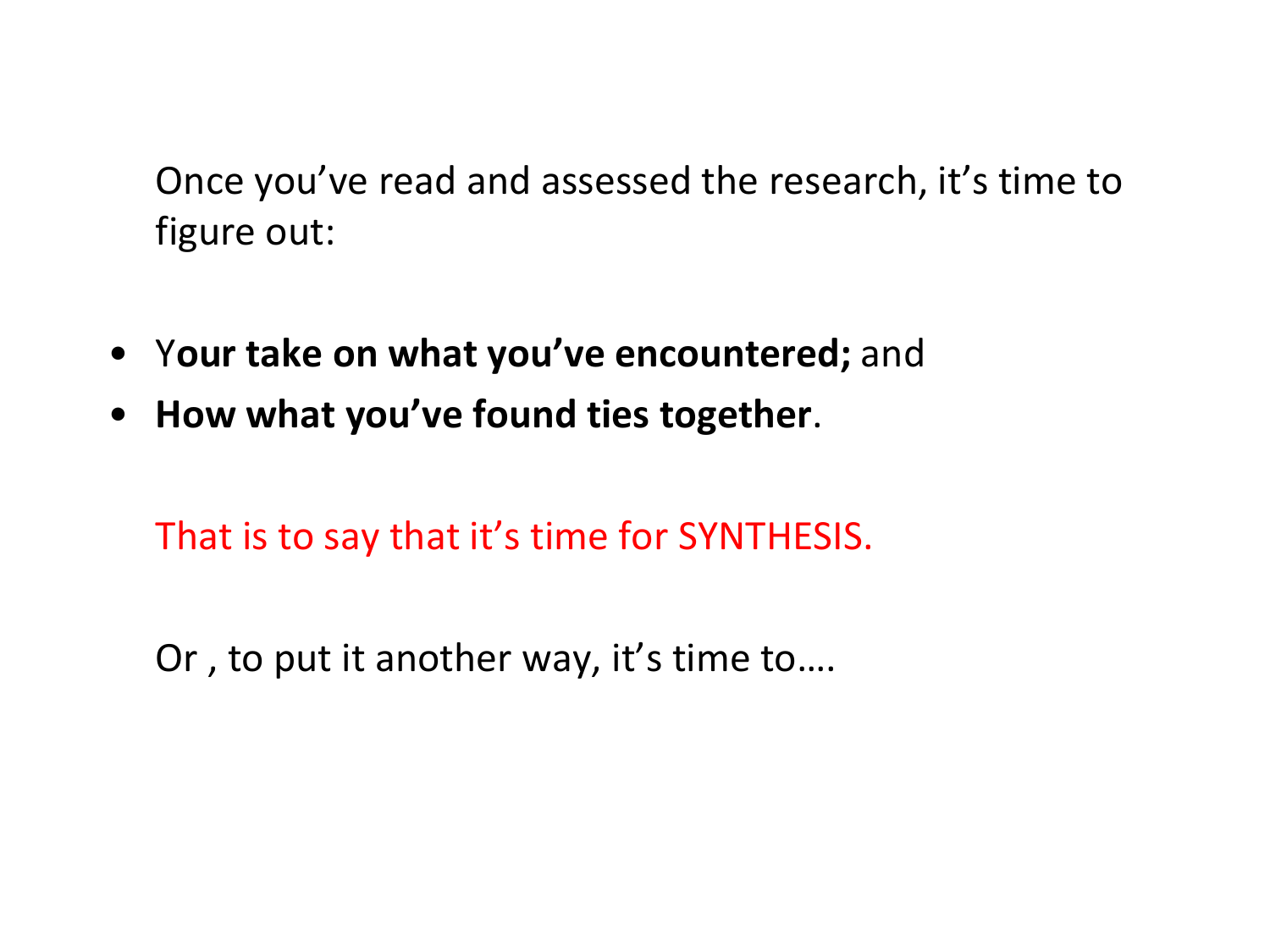Once you've read and assessed the research, it's time to figure out:

- Y**our take on what you've encountered;** and
- **How what you've found ties together**.

That is to say that it's time for SYNTHESIS.

Or , to put it another way, it's time to….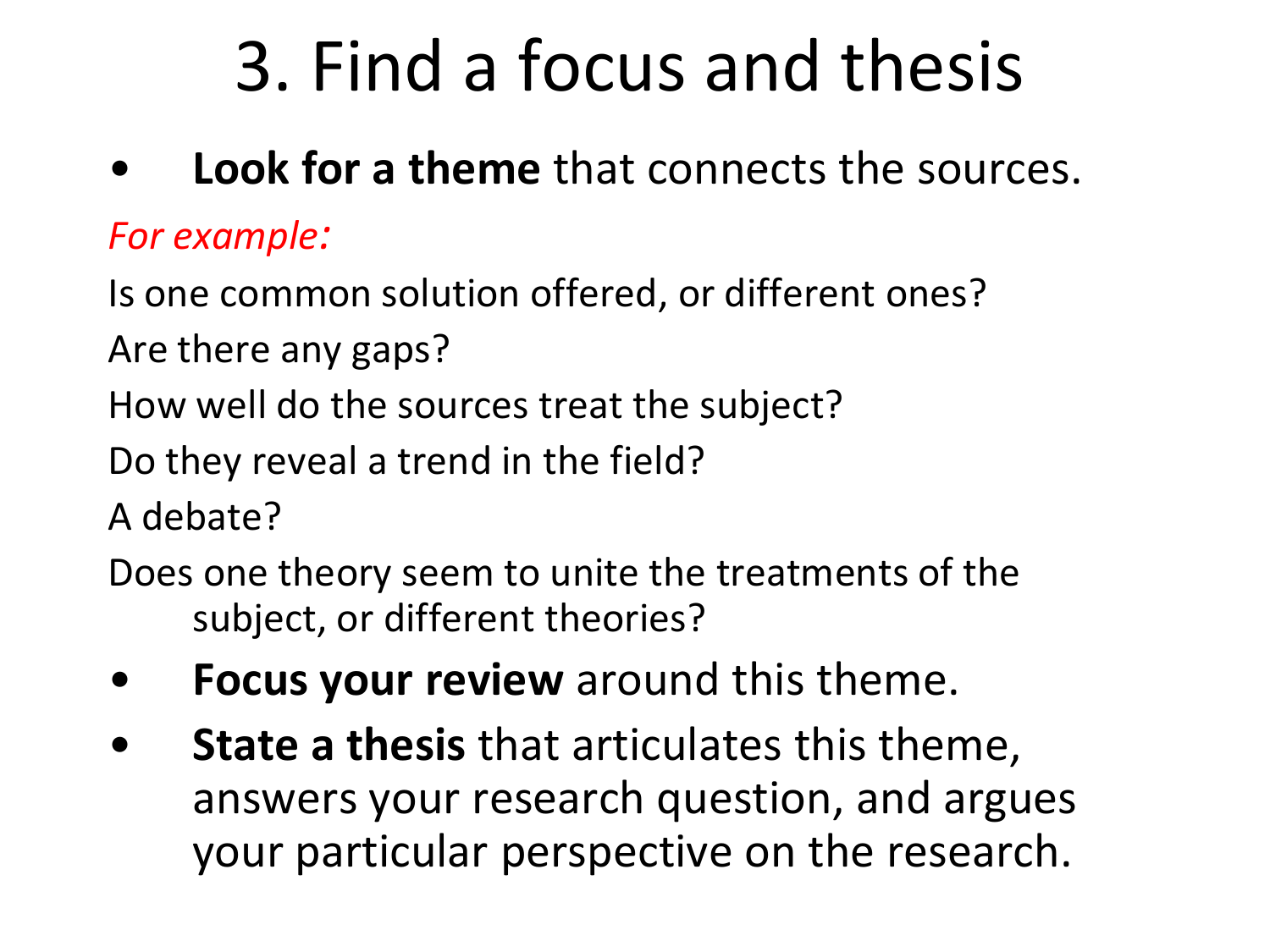# 3. Find a focus and thesis

- **Look for a theme** that connects the sources.

*For example:*

Is one common solution offered, or different ones?

Are there any gaps?

How well do the sources treat the subject?

Do they reveal a trend in the field?

A debate?

Does one theory seem to unite the treatments of the subject, or different theories?

- **Focus your review** around this theme.
- **State a thesis** that articulates this theme, answers your research question, and argues your particular perspective on the research.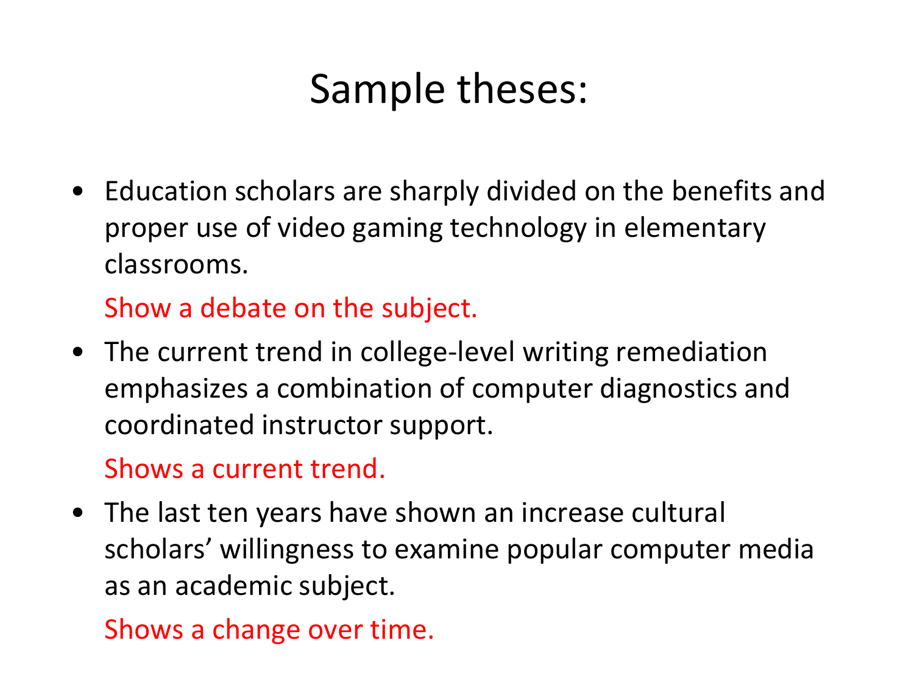# Sample theses:

- Education scholars are sharply divided on the benefits and proper use of video gaming technology in elementary classrooms.

  Show a debate on the subject.

- The current trend in college-level writing remediation emphasizes a combination of computer diagnostics and coordinated instructor support.

  Shows a current trend.

- The last ten years have shown an increase cultural scholars' willingness to examine popular computer media as an academic subject.

  Shows a change over time.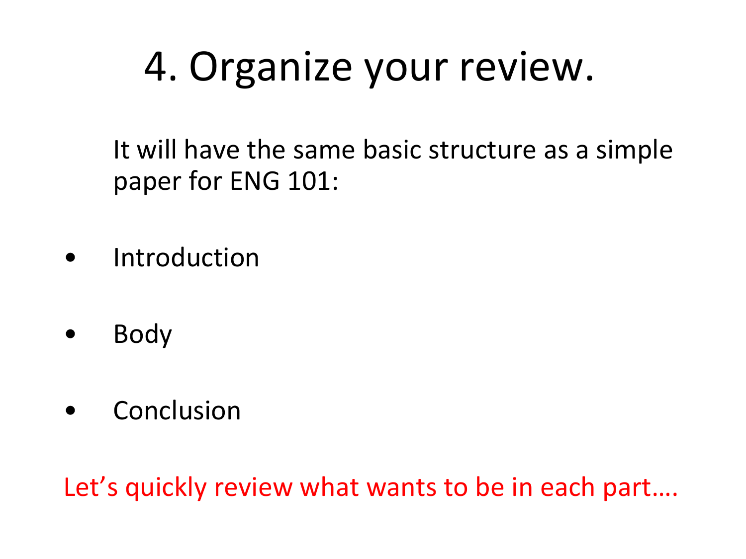# 4. Organize your review.

It will have the same basic structure as a simple paper for ENG 101:

- Introduction
- Body
- Conclusion

Let's quickly review what wants to be in each part….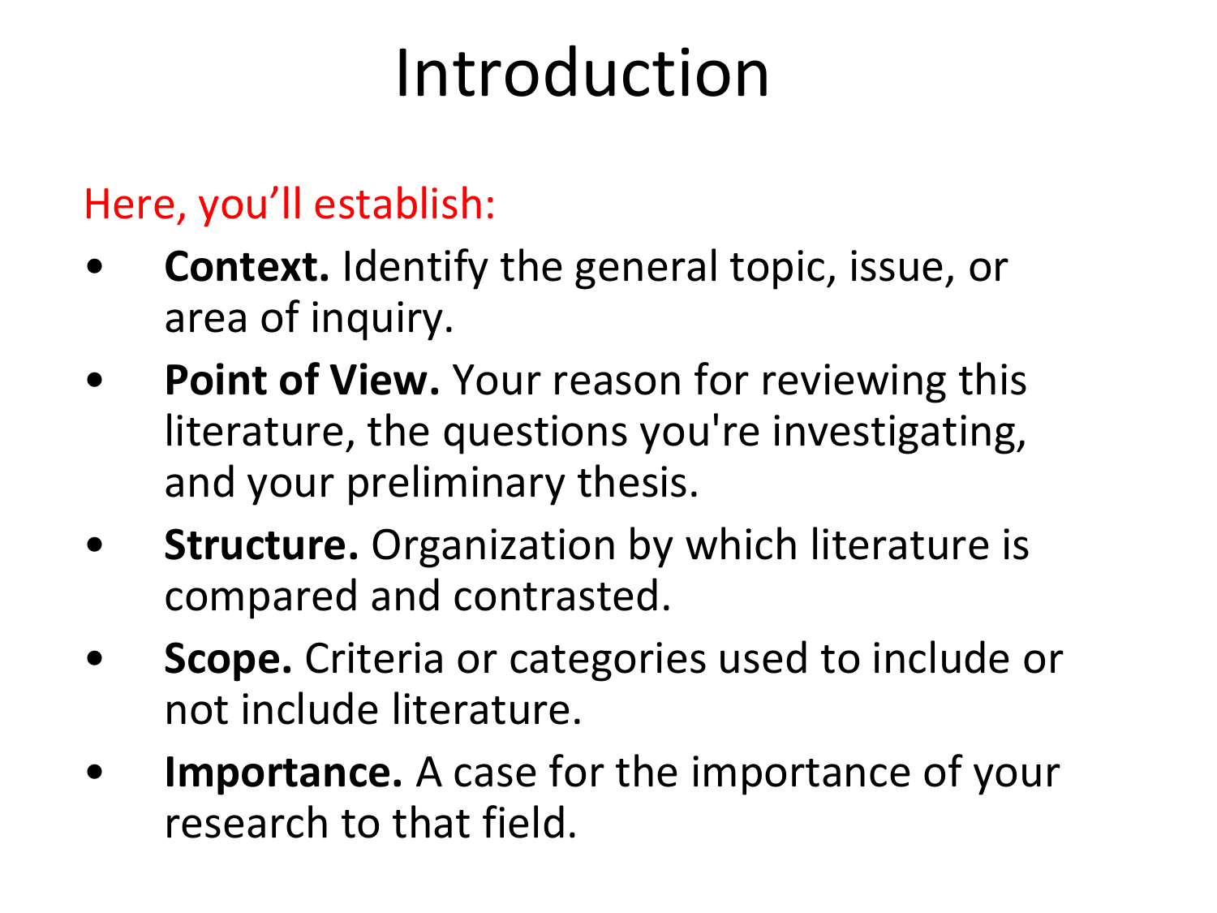# Introduction

Here, you'll establish:

- **Context.** Identify the general topic, issue, or area of inquiry.
- **Point of View.** Your reason for reviewing this literature, the questions you're investigating, and your preliminary thesis.
- **Structure.** Organization by which literature is compared and contrasted.
- **Scope.** Criteria or categories used to include or not include literature.
- **Importance.** A case for the importance of your research to that field.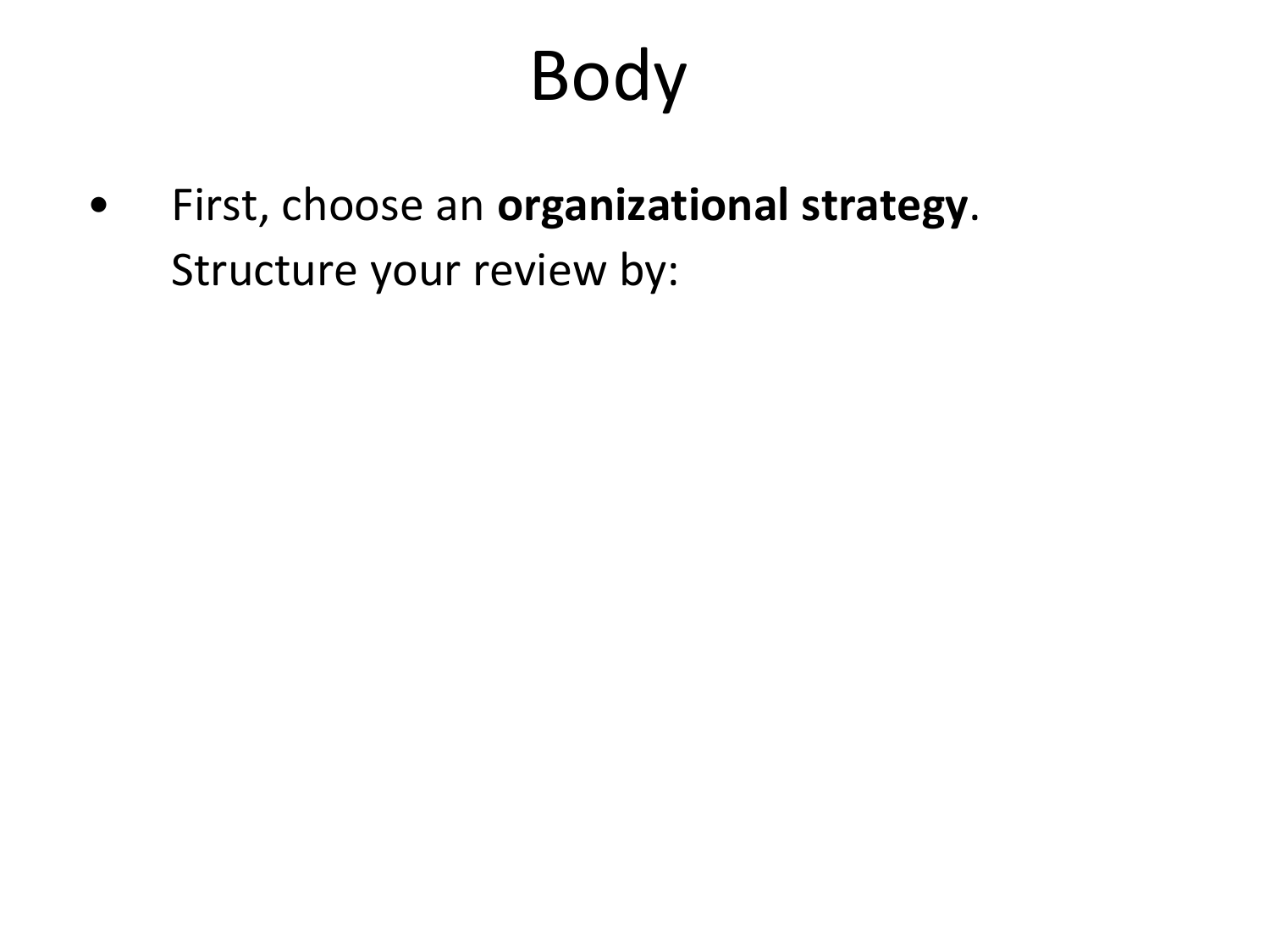# Body

- First, choose an **organizational strategy**. Structure your review by: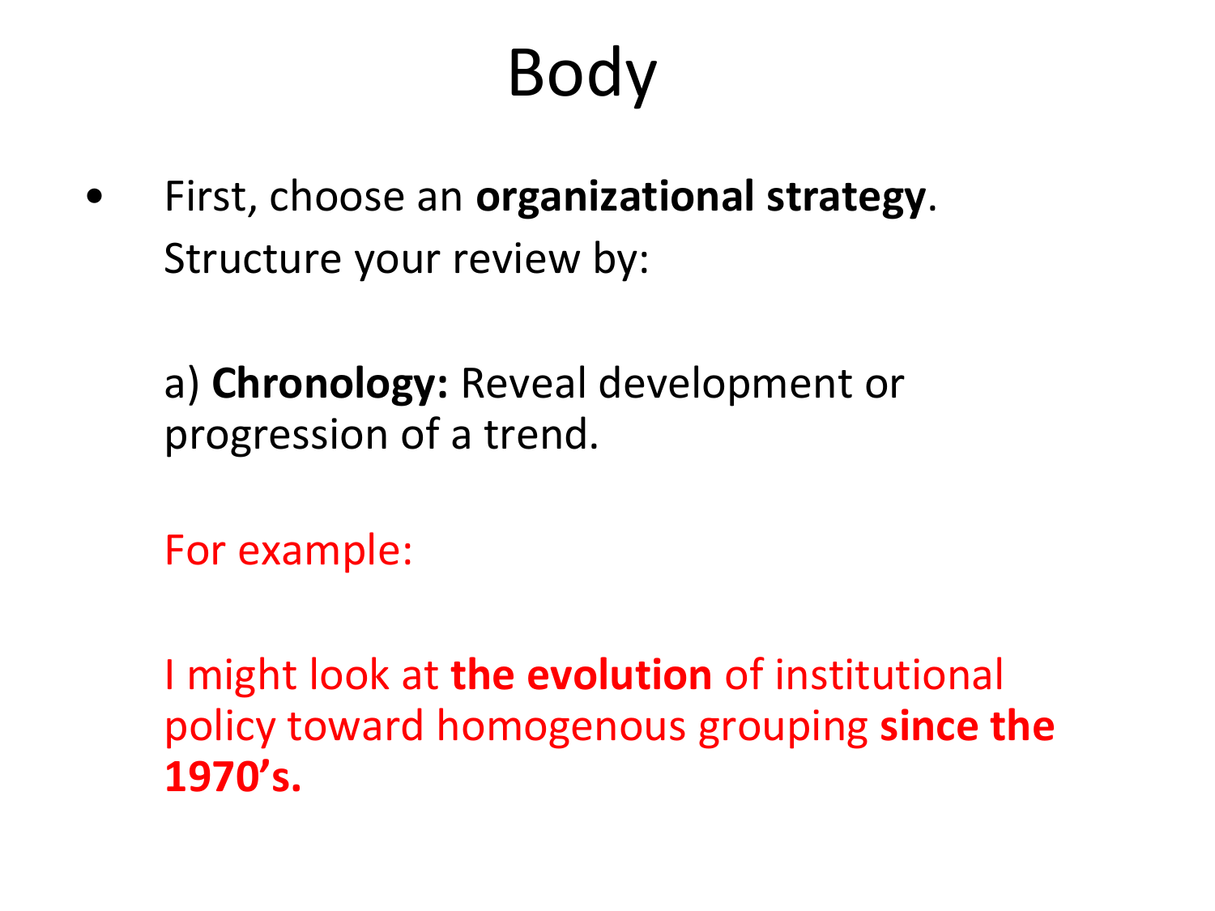# Body

- First, choose an **organizational strategy**. Structure your review by:

  a) **Chronology:** Reveal development or progression of a trend.

  For example:

  I might look at **the evolution** of institutional policy toward homogenous grouping **since the 1970's.**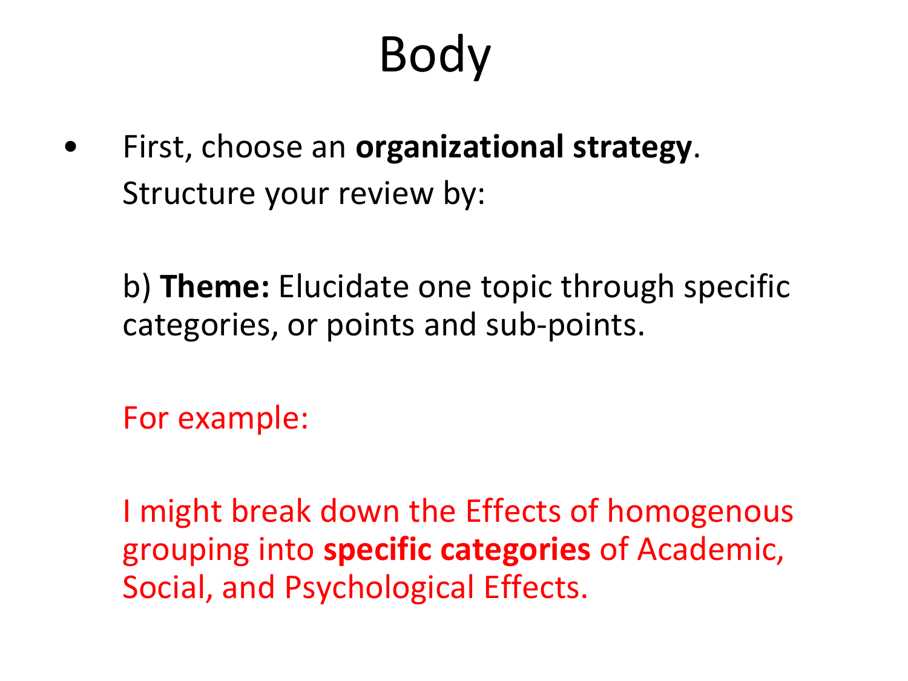# Body

- First, choose an **organizational strategy**. Structure your review by:

  b) **Theme:** Elucidate one topic through specific categories, or points and sub-points.

  For example:

  I might break down the Effects of homogenous grouping into **specific categories** of Academic, Social, and Psychological Effects.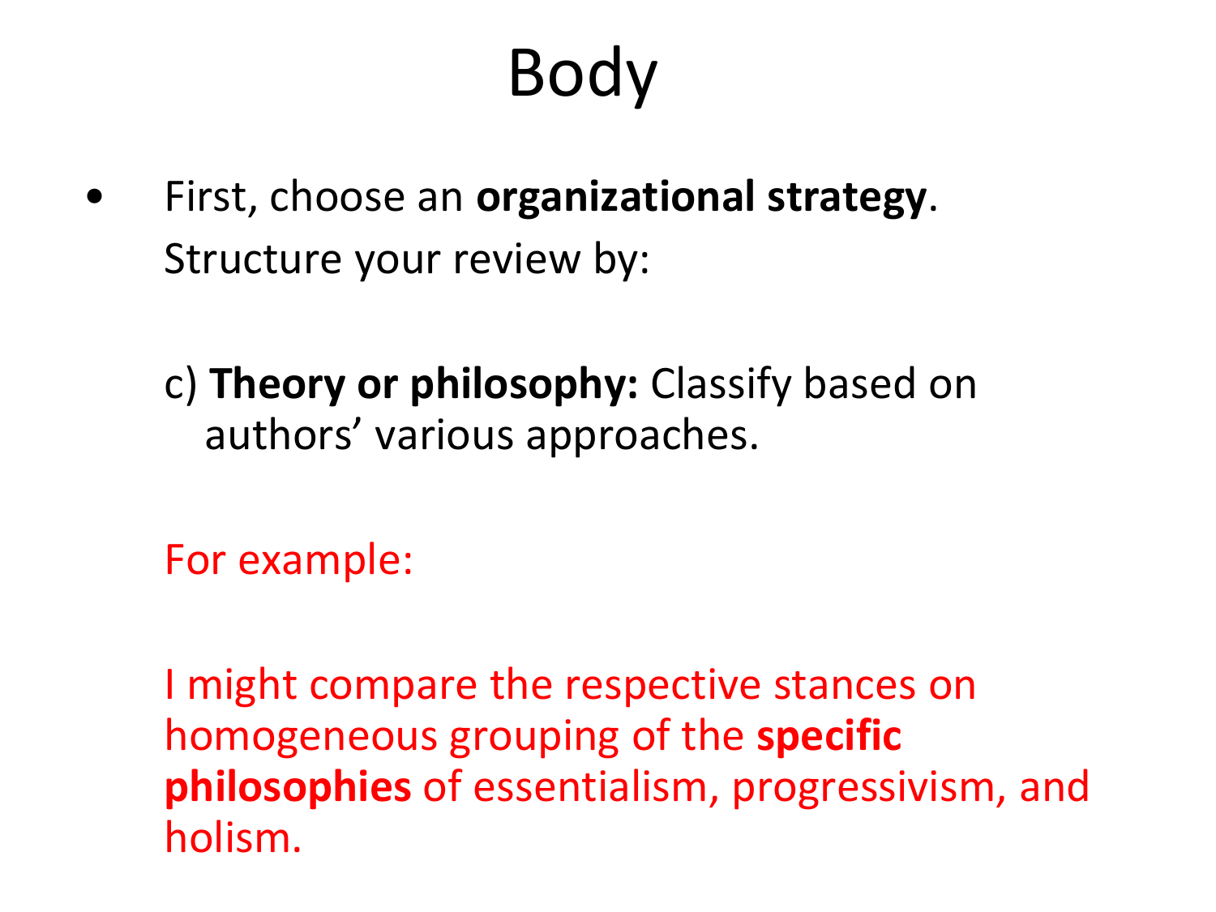# Body

- First, choose an **organizational strategy**. Structure your review by:

  c) **Theory or philosophy:** Classify based on authors' various approaches.

  For example:

  I might compare the respective stances on homogeneous grouping of the **specific philosophies** of essentialism, progressivism, and holism.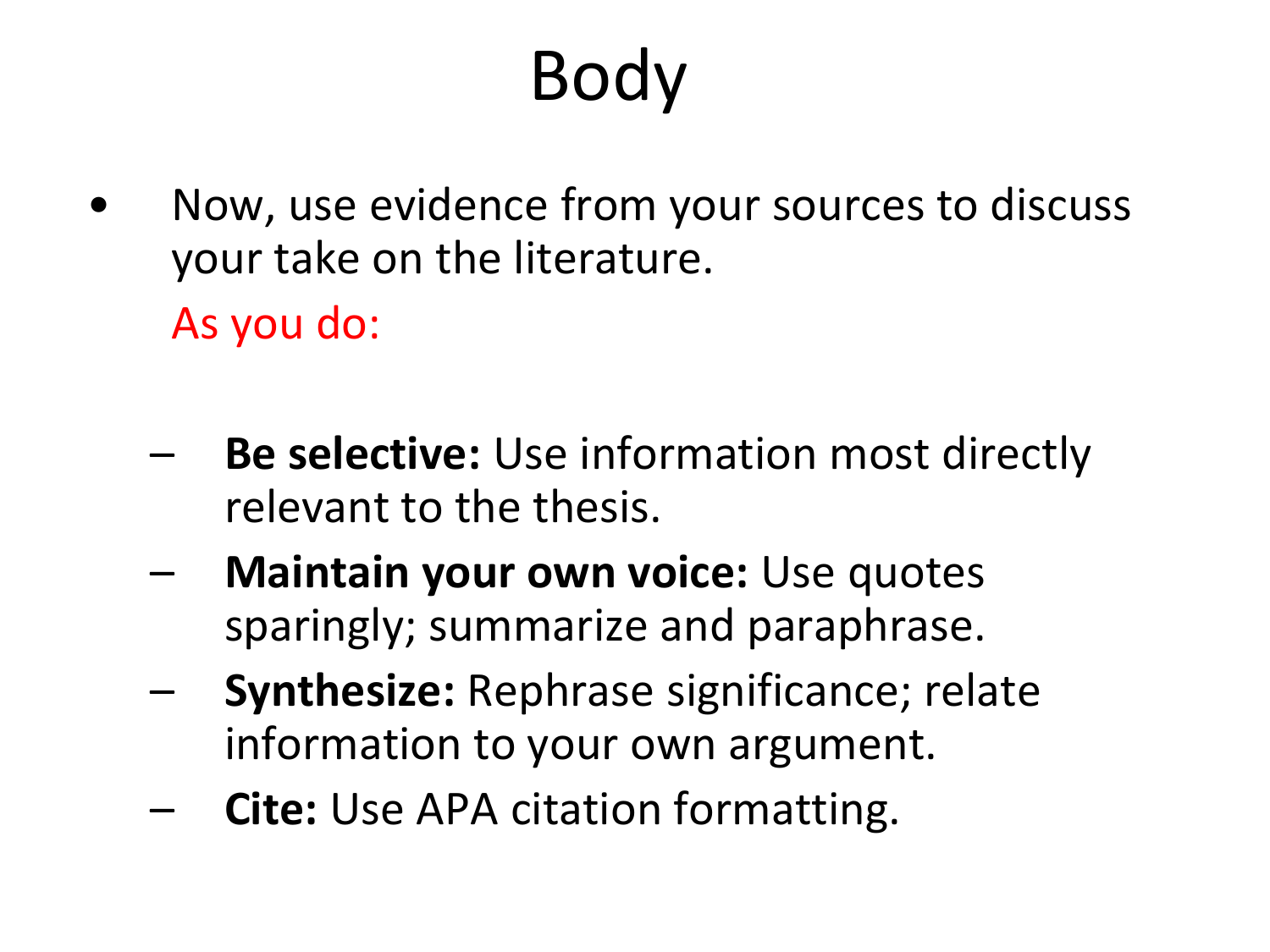# Body

- Now, use evidence from your sources to discuss your take on the literature.

  As you do:

  - **Be selective:** Use information most directly relevant to the thesis.
  - **Maintain your own voice:** Use quotes sparingly; summarize and paraphrase.
  - **Synthesize:** Rephrase significance; relate information to your own argument.
  - **Cite:** Use APA citation formatting.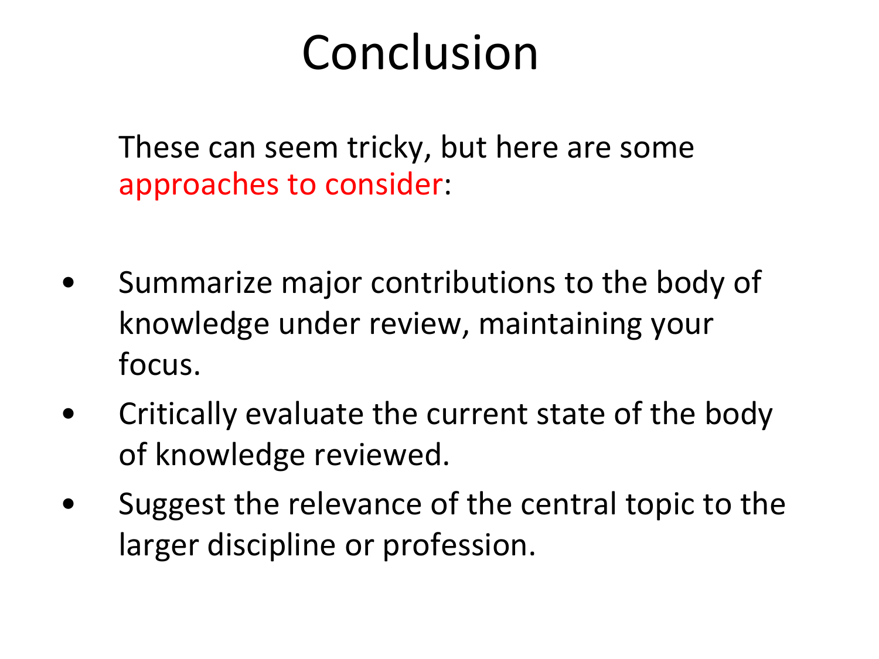# Conclusion

These can seem tricky, but here are some approaches to consider:

- Summarize major contributions to the body of knowledge under review, maintaining your focus.
- Critically evaluate the current state of the body of knowledge reviewed.
- Suggest the relevance of the central topic to the larger discipline or profession.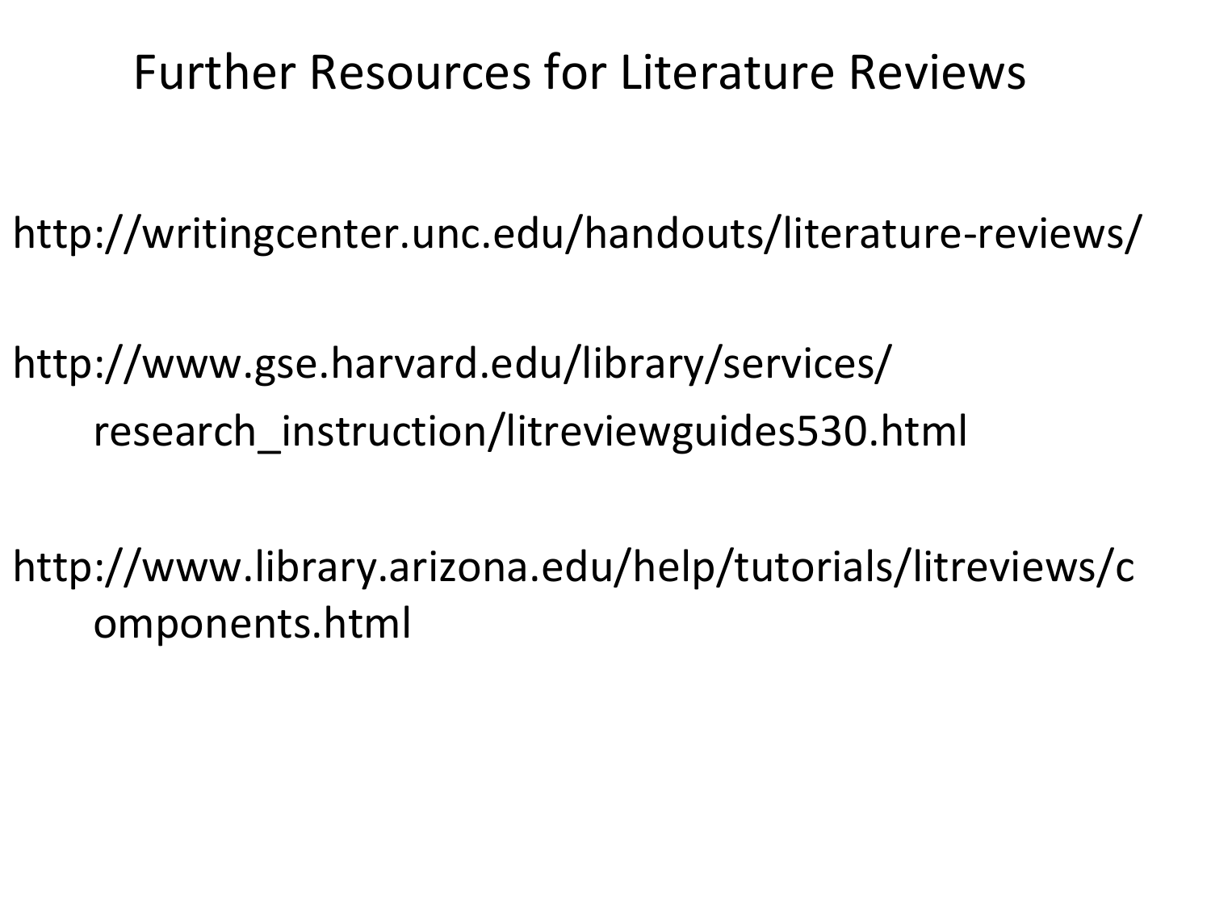# Further Resources for Literature Reviews

http://writingcenter.unc.edu/handouts/literature-reviews/

http://www.gse.harvard.edu/library/services/research_instruction/litreviewguides530.html

http://www.library.arizona.edu/help/tutorials/litreviews/components.html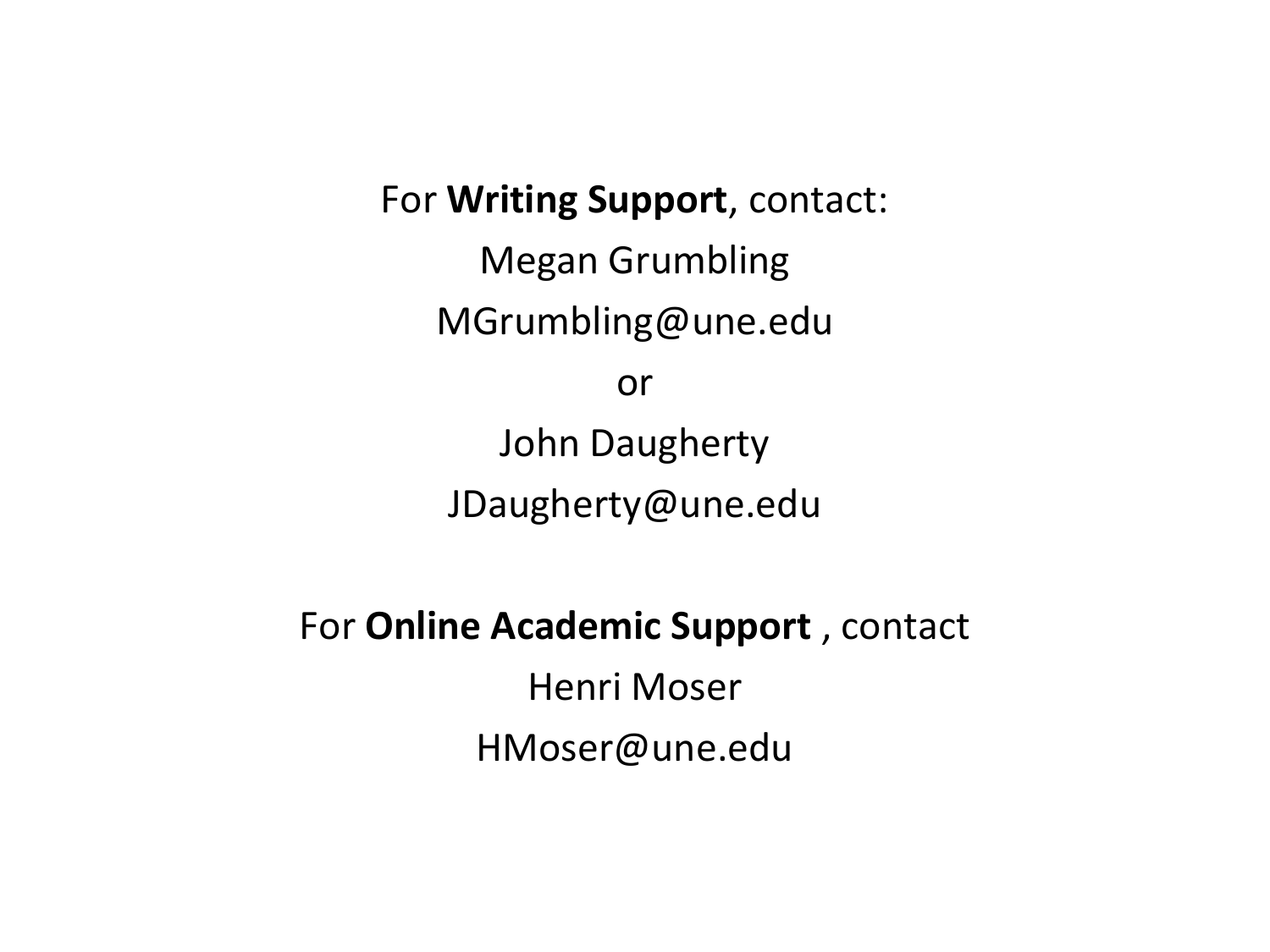For **Writing Support**, contact:

Megan Grumbling

MGrumbling@une.edu

or

John Daugherty

JDaugherty@une.edu

For **Online Academic Support** , contact

Henri Moser

HMoser@une.edu